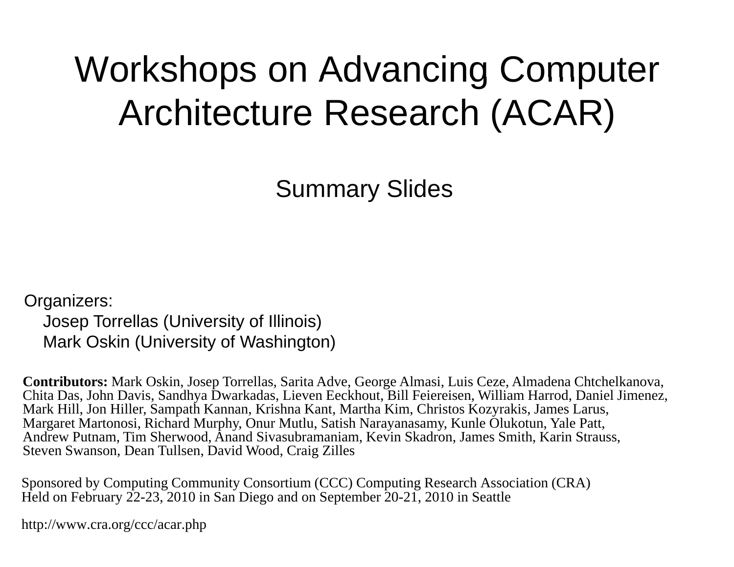# Workshops on Advancing Computer Architecture Research (ACAR)

## Summary Slides

Organizers:
- Josep Torrellas (University of Illinois)
- Mark Oskin (University of Washington)

**Contributors:** Mark Oskin, Josep Torrellas, Sarita Adve, George Almasi, Luis Ceze, Almadena Chtchelkanova, Chita Das, John Davis, Sandhya Dwarkadas, Lieven Eeckhout, Bill Feiereisen, William Harrod, Daniel Jimenez, Mark Hill, Jon Hiller, Sampath Kannan, Krishna Kant, Martha Kim, Christos Kozyrakis, James Larus, Margaret Martonosi, Richard Murphy, Onur Mutlu, Satish Narayanasamy, Kunle Olukotun, Yale Patt, Andrew Putnam, Tim Sherwood, Anand Sivasubramaniam, Kevin Skadron, James Smith, Karin Strauss, Steven Swanson, Dean Tullsen, David Wood, Craig Zilles

Sponsored by Computing Community Consortium (CCC) Computing Research Association (CRA)
Held on February 22-23, 2010 in San Diego and on September 20-21, 2010 in Seattle

http://www.cra.org/ccc/acar.php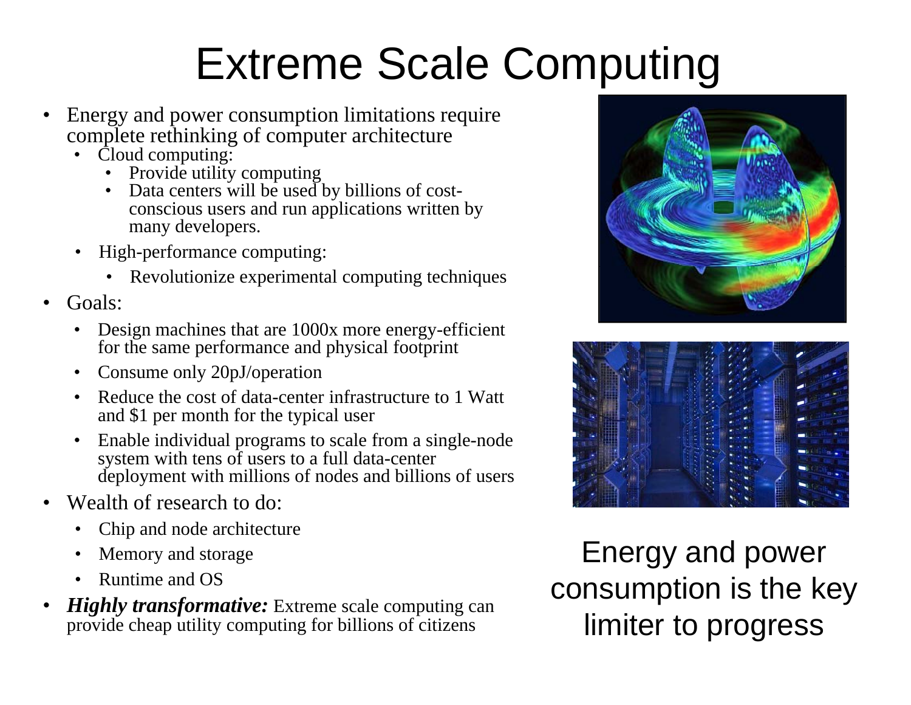# Extreme Scale Computing

- Energy and power consumption limitations require complete rethinking of computer architecture
  - Cloud computing:
    - Provide utility computing
    - Data centers will be used by billions of cost-conscious users and run applications written by many developers.
  - High-performance computing:
    - Revolutionize experimental computing techniques
- Goals:
  - Design machines that are 1000x more energy-efficient for the same performance and physical footprint
  - Consume only 20pJ/operation
  - Reduce the cost of data-center infrastructure to 1 Watt and $1 per month for the typical user
  - Enable individual programs to scale from a single-node system with tens of users to a full data-center deployment with millions of nodes and billions of users
- Wealth of research to do:
  - Chip and node architecture
  - Memory and storage
  - Runtime and OS
- ***Highly transformative:*** Extreme scale computing can provide cheap utility computing for billions of citizens

Energy and power consumption is the key limiter to progress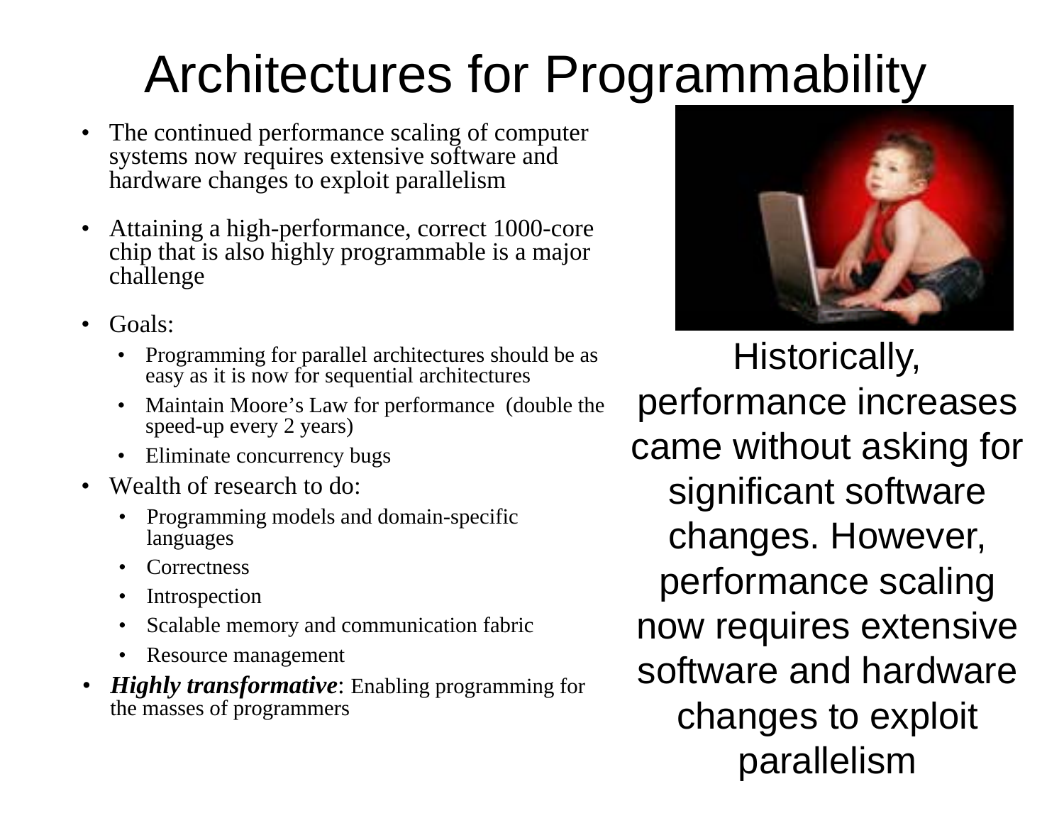# Architectures for Programmability

- The continued performance scaling of computer systems now requires extensive software and hardware changes to exploit parallelism
- Attaining a high-performance, correct 1000-core chip that is also highly programmable is a major challenge
- Goals:
  - Programming for parallel architectures should be as easy as it is now for sequential architectures
  - Maintain Moore's Law for performance (double the speed-up every 2 years)
  - Eliminate concurrency bugs
- Wealth of research to do:
  - Programming models and domain-specific languages
  - Correctness
  - Introspection
  - Scalable memory and communication fabric
  - Resource management
- ***Highly transformative***: Enabling programming for the masses of programmers

Historically, performance increases came without asking for significant software changes. However, performance scaling now requires extensive software and hardware changes to exploit parallelism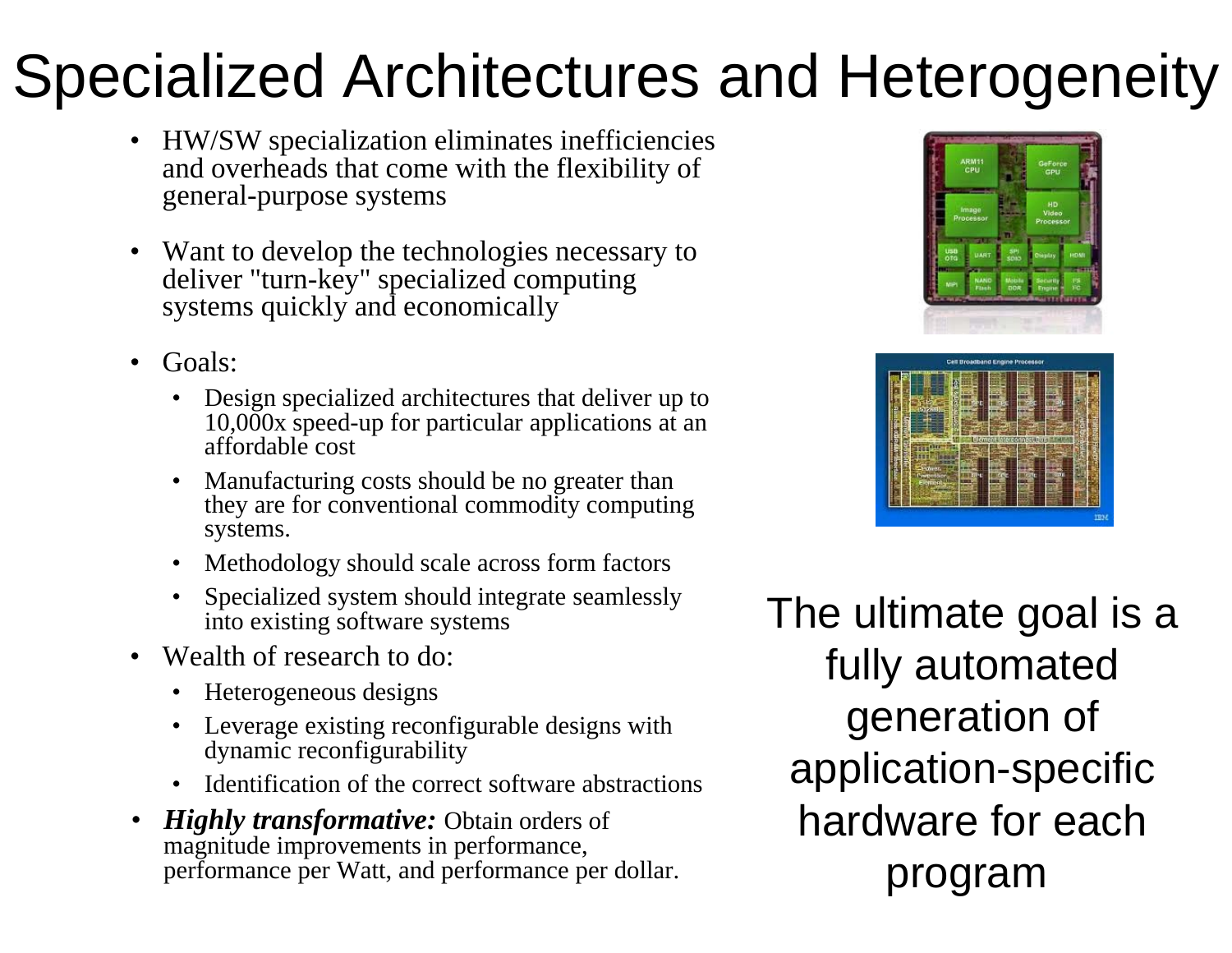# Specialized Architectures and Heterogeneity

- HW/SW specialization eliminates inefficiencies and overheads that come with the flexibility of general-purpose systems
- Want to develop the technologies necessary to deliver "turn-key" specialized computing systems quickly and economically
- Goals:
  - Design specialized architectures that deliver up to 10,000x speed-up for particular applications at an affordable cost
  - Manufacturing costs should be no greater than they are for conventional commodity computing systems.
  - Methodology should scale across form factors
  - Specialized system should integrate seamlessly into existing software systems
- Wealth of research to do:
  - Heterogeneous designs
  - Leverage existing reconfigurable designs with dynamic reconfigurability
  - Identification of the correct software abstractions
- ***Highly transformative:*** Obtain orders of magnitude improvements in performance, performance per Watt, and performance per dollar.

The ultimate goal is a fully automated generation of application-specific hardware for each program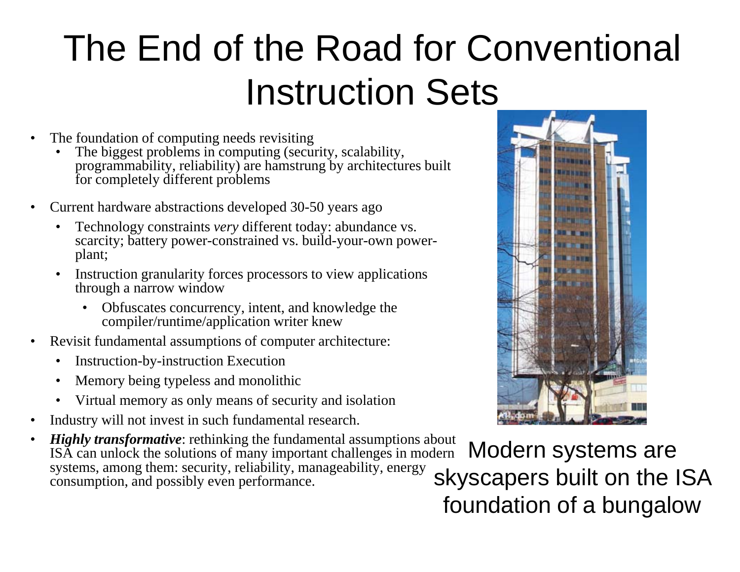# The End of the Road for Conventional Instruction Sets

- The foundation of computing needs revisiting
  - The biggest problems in computing (security, scalability, programmability, reliability) are hamstrung by architectures built for completely different problems
- Current hardware abstractions developed 30-50 years ago
  - Technology constraints *very* different today: abundance vs. scarcity; battery power-constrained vs. build-your-own power-plant;
  - Instruction granularity forces processors to view applications through a narrow window
    - Obfuscates concurrency, intent, and knowledge the compiler/runtime/application writer knew
- Revisit fundamental assumptions of computer architecture:
  - Instruction-by-instruction Execution
  - Memory being typeless and monolithic
  - Virtual memory as only means of security and isolation
- Industry will not invest in such fundamental research.
- ***Highly transformative***: rethinking the fundamental assumptions about ISA can unlock the solutions of many important challenges in modern systems, among them: security, reliability, manageability, energy consumption, and possibly even performance.

Modern systems are skyscapers built on the ISA foundation of a bungalow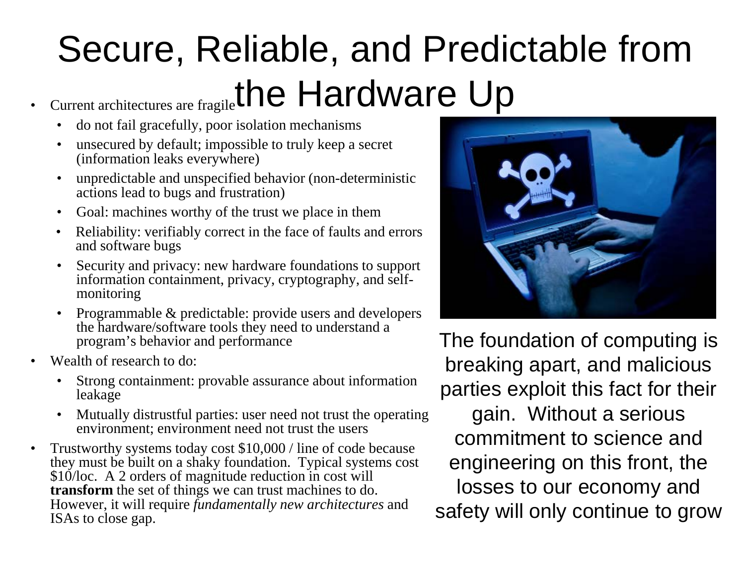# Secure, Reliable, and Predictable from the Hardware Up

- Current architectures are fragile
  - do not fail gracefully, poor isolation mechanisms
  - unsecured by default; impossible to truly keep a secret (information leaks everywhere)
  - unpredictable and unspecified behavior (non-deterministic actions lead to bugs and frustration)
  - Goal: machines worthy of the trust we place in them
  - Reliability: verifiably correct in the face of faults and errors and software bugs
  - Security and privacy: new hardware foundations to support information containment, privacy, cryptography, and self-monitoring
  - Programmable & predictable: provide users and developers the hardware/software tools they need to understand a program's behavior and performance
- Wealth of research to do:
  - Strong containment: provable assurance about information leakage
  - Mutually distrustful parties: user need not trust the operating environment; environment need not trust the users
- Trustworthy systems today cost $10,000 / line of code because they must be built on a shaky foundation. Typical systems cost $10/loc. A 2 orders of magnitude reduction in cost will **transform** the set of things we can trust machines to do. However, it will require *fundamentally new architectures* and ISAs to close gap.

The foundation of computing is breaking apart, and malicious parties exploit this fact for their gain. Without a serious commitment to science and engineering on this front, the losses to our economy and safety will only continue to grow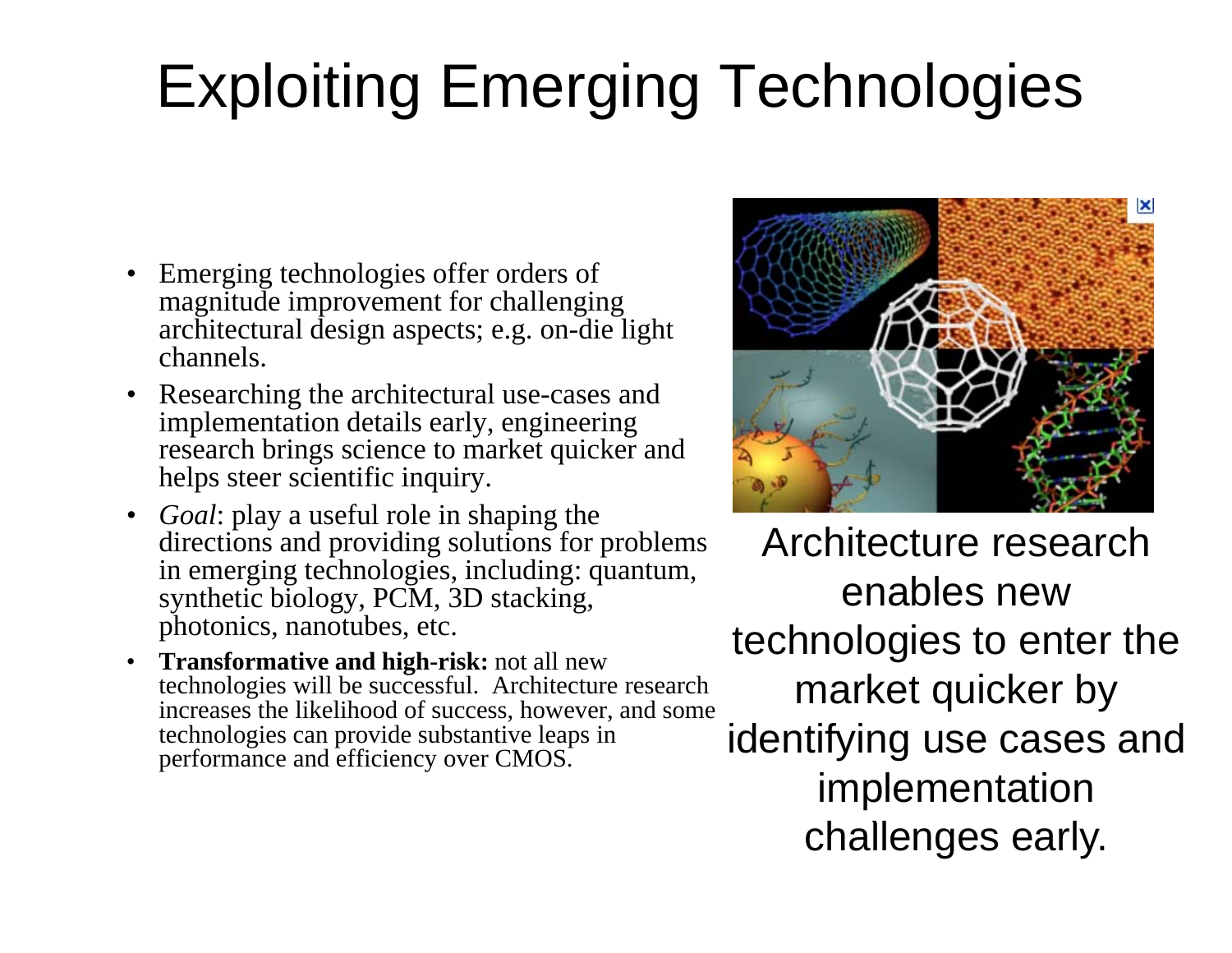# Exploiting Emerging Technologies

- Emerging technologies offer orders of magnitude improvement for challenging architectural design aspects; e.g. on-die light channels.
- Researching the architectural use-cases and implementation details early, engineering research brings science to market quicker and helps steer scientific inquiry.
- *Goal*: play a useful role in shaping the directions and providing solutions for problems in emerging technologies, including: quantum, synthetic biology, PCM, 3D stacking, photonics, nanotubes, etc.
- **Transformative and high-risk:** not all new technologies will be successful. Architecture research increases the likelihood of success, however, and some technologies can provide substantive leaps in performance and efficiency over CMOS.

Architecture research enables new technologies to enter the market quicker by identifying use cases and implementation challenges early.